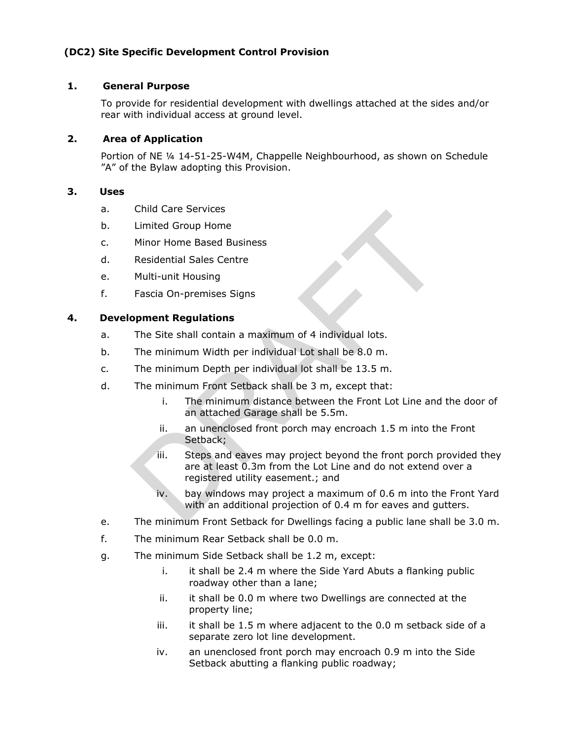**(DC2) Site Specific Development Control Provision**

**1. General Purpose**

To provide for residential development with dwellings attached at the sides and/or rear with individual access at ground level.

**2. Area of Application**

Portion of NE ¼ 14-51-25-W4M, Chappelle Neighbourhood, as shown on Schedule "A" of the Bylaw adopting this Provision.

**3. Uses**

a. Child Care Services

b. Limited Group Home

c. Minor Home Based Business

d. Residential Sales Centre

e. Multi-unit Housing

f. Fascia On-premises Signs

**4. Development Regulations**

a. The Site shall contain a maximum of 4 individual lots.

b. The minimum Width per individual Lot shall be 8.0 m.

c. The minimum Depth per individual lot shall be 13.5 m.

d. The minimum Front Setback shall be 3 m, except that:

   i. The minimum distance between the Front Lot Line and the door of an attached Garage shall be 5.5m.

   ii. an unenclosed front porch may encroach 1.5 m into the Front Setback;

   iii. Steps and eaves may project beyond the front porch provided they are at least 0.3m from the Lot Line and do not extend over a registered utility easement.; and

   iv. bay windows may project a maximum of 0.6 m into the Front Yard with an additional projection of 0.4 m for eaves and gutters.

e. The minimum Front Setback for Dwellings facing a public lane shall be 3.0 m.

f. The minimum Rear Setback shall be 0.0 m.

g. The minimum Side Setback shall be 1.2 m, except:

   i. it shall be 2.4 m where the Side Yard Abuts a flanking public roadway other than a lane;

   ii. it shall be 0.0 m where two Dwellings are connected at the property line;

   iii. it shall be 1.5 m where adjacent to the 0.0 m setback side of a separate zero lot line development.

   iv. an unenclosed front porch may encroach 0.9 m into the Side Setback abutting a flanking public roadway;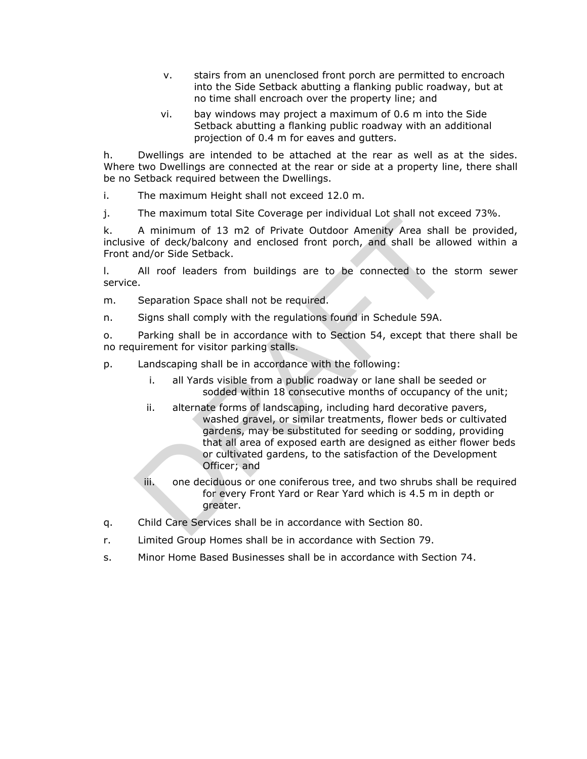v. stairs from an unenclosed front porch are permitted to encroach into the Side Setback abutting a flanking public roadway, but at no time shall encroach over the property line; and

vi. bay windows may project a maximum of 0.6 m into the Side Setback abutting a flanking public roadway with an additional projection of 0.4 m for eaves and gutters.

h. Dwellings are intended to be attached at the rear as well as at the sides. Where two Dwellings are connected at the rear or side at a property line, there shall be no Setback required between the Dwellings.

i. The maximum Height shall not exceed 12.0 m.

j. The maximum total Site Coverage per individual Lot shall not exceed 73%.

k. A minimum of 13 m2 of Private Outdoor Amenity Area shall be provided, inclusive of deck/balcony and enclosed front porch, and shall be allowed within a Front and/or Side Setback.

l. All roof leaders from buildings are to be connected to the storm sewer service.

m. Separation Space shall not be required.

n. Signs shall comply with the regulations found in Schedule 59A.

o. Parking shall be in accordance with to Section 54, except that there shall be no requirement for visitor parking stalls.

p. Landscaping shall be in accordance with the following:

i. all Yards visible from a public roadway or lane shall be seeded or sodded within 18 consecutive months of occupancy of the unit;

ii. alternate forms of landscaping, including hard decorative pavers, washed gravel, or similar treatments, flower beds or cultivated gardens, may be substituted for seeding or sodding, providing that all area of exposed earth are designed as either flower beds or cultivated gardens, to the satisfaction of the Development Officer; and

iii. one deciduous or one coniferous tree, and two shrubs shall be required for every Front Yard or Rear Yard which is 4.5 m in depth or greater.

q. Child Care Services shall be in accordance with Section 80.

r. Limited Group Homes shall be in accordance with Section 79.

s. Minor Home Based Businesses shall be in accordance with Section 74.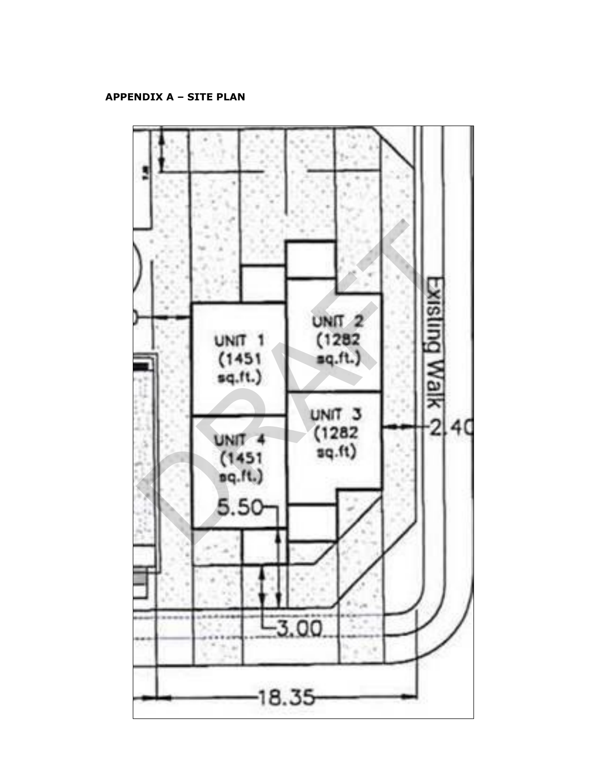**APPENDIX A – SITE PLAN**

UNIT 1
(1451
sq.ft.)

UNIT 2
(1282
sq.ft.)

UNIT 3
(1282
sq.ft)

UNIT 4
(1451
sq.ft.)

Existing Walk

2.40

5.50

3.00

18.35

DRAFT